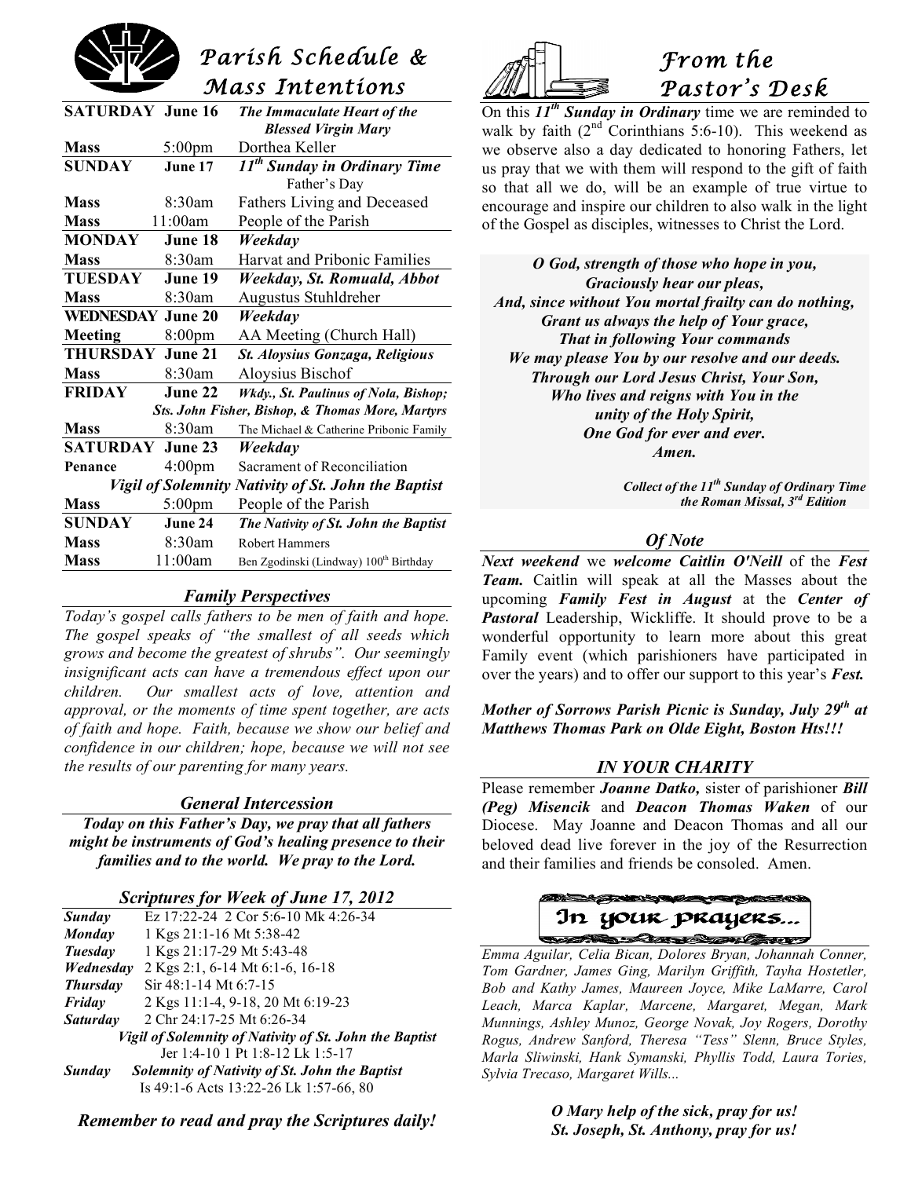# Parish Schedule & Mass Intentions

| | | |
|---|---|---|
| **SATURDAY** | **June 16** | ***The Immaculate Heart of the Blessed Virgin Mary*** |
| **Mass** | 5:00pm | Dorthea Keller |
| **SUNDAY** | **June 17** | ***11th Sunday in Ordinary Time*** Father's Day |
| **Mass** | 8:30am | Fathers Living and Deceased |
| **Mass** | 11:00am | People of the Parish |
| **MONDAY** | **June 18** | ***Weekday*** |
| **Mass** | 8:30am | Harvat and Pribonic Families |
| **TUESDAY** | **June 19** | ***Weekday, St. Romuald, Abbot*** |
| **Mass** | 8:30am | Augustus Stuhldreher |
| **WEDNESDAY** | **June 20** | ***Weekday*** |
| **Meeting** | 8:00pm | AA Meeting (Church Hall) |
| **THURSDAY** | **June 21** | ***St. Aloysius Gonzaga, Religious*** |
| **Mass** | 8:30am | Aloysius Bischof |
| **FRIDAY** | **June 22** | ***Wkdy., St. Paulinus of Nola, Bishop; Sts. John Fisher, Bishop, & Thomas More, Martyrs*** |
| **Mass** | 8:30am | The Michael & Catherine Pribonic Family |
| **SATURDAY** | **June 23** | ***Weekday*** |
| **Penance** | 4:00pm | Sacrament of Reconciliation |
| | | ***Vigil of Solemnity Nativity of St. John the Baptist*** |
| **Mass** | 5:00pm | People of the Parish |
| **SUNDAY** | **June 24** | ***The Nativity of St. John the Baptist*** |
| **Mass** | 8:30am | Robert Hammers |
| **Mass** | 11:00am | Ben Zgodinski (Lindway) 100th Birthday |

## *Family Perspectives*

*Today's gospel calls fathers to be men of faith and hope. The gospel speaks of "the smallest of all seeds which grows and become the greatest of shrubs". Our seemingly insignificant acts can have a tremendous effect upon our children. Our smallest acts of love, attention and approval, or the moments of time spent together, are acts of faith and hope. Faith, because we show our belief and confidence in our children; hope, because we will not see the results of our parenting for many years.*

## *General Intercession*

***Today on this Father's Day, we pray that all fathers might be instruments of God's healing presence to their families and to the world. We pray to the Lord.***

## *Scriptures for Week of June 17, 2012*

| | |
|---|---|
| ***Sunday*** | Ez 17:22-24 2 Cor 5:6-10 Mk 4:26-34 |
| ***Monday*** | 1 Kgs 21:1-16 Mt 5:38-42 |
| ***Tuesday*** | 1 Kgs 21:17-29 Mt 5:43-48 |
| ***Wednesday*** | 2 Kgs 2:1, 6-14 Mt 6:1-6, 16-18 |
| ***Thursday*** | Sir 48:1-14 Mt 6:7-15 |
| ***Friday*** | 2 Kgs 11:1-4, 9-18, 20 Mt 6:19-23 |
| ***Saturday*** | 2 Chr 24:17-25 Mt 6:26-34 |
| | ***Vigil of Solemnity of Nativity of St. John the Baptist*** Jer 1:4-10 1 Pt 1:8-12 Lk 1:5-17 |
| ***Sunday*** | ***Solemnity of Nativity of St. John the Baptist*** Is 49:1-6 Acts 13:22-26 Lk 1:57-66, 80 |

***Remember to read and pray the Scriptures daily!***

# From the Pastor's Desk

On this ***11th Sunday in Ordinary*** time we are reminded to walk by faith (2nd Corinthians 5:6-10). This weekend as we observe also a day dedicated to honoring Fathers, let us pray that we with them will respond to the gift of faith so that all we do, will be an example of true virtue to encourage and inspire our children to also walk in the light of the Gospel as disciples, witnesses to Christ the Lord.

***O God, strength of those who hope in you,***
***Graciously hear our pleas,***
***And, since without You mortal frailty can do nothing,***
***Grant us always the help of Your grace,***
***That in following Your commands***
***We may please You by our resolve and our deeds.***
***Through our Lord Jesus Christ, Your Son,***
***Who lives and reigns with You in the***
***unity of the Holy Spirit,***
***One God for ever and ever.***
***Amen.***

***Collect of the 11th Sunday of Ordinary Time***
***the Roman Missal, 3rd Edition***

## *Of Note*

***Next weekend*** we ***welcome Caitlin O'Neill*** of the ***Fest Team.*** Caitlin will speak at all the Masses about the upcoming ***Family Fest in August*** at the ***Center of Pastoral*** Leadership, Wickliffe. It should prove to be a wonderful opportunity to learn more about this great Family event (which parishioners have participated in over the years) and to offer our support to this year's ***Fest.***

***Mother of Sorrows Parish Picnic is Sunday, July 29th at Matthews Thomas Park on Olde Eight, Boston Hts!!!***

## *IN YOUR CHARITY*

Please remember ***Joanne Datko,*** sister of parishioner ***Bill (Peg) Misencik*** and ***Deacon Thomas Waken*** of our Diocese. May Joanne and Deacon Thomas and all our beloved dead live forever in the joy of the Resurrection and their families and friends be consoled. Amen.

## In your prayers...

*Emma Aguilar, Celia Bican, Dolores Bryan, Johannah Conner, Tom Gardner, James Ging, Marilyn Griffith, Tayha Hostetler, Bob and Kathy James, Maureen Joyce, Mike LaMarre, Carol Leach, Marca Kaplar, Marcene, Margaret, Megan, Mark Munnings, Ashley Munoz, George Novak, Joy Rogers, Dorothy Rogus, Andrew Sanford, Theresa "Tess" Slenn, Bruce Styles, Marla Sliwinski, Hank Symanski, Phyllis Todd, Laura Tories, Sylvia Trecaso, Margaret Wills...*

***O Mary help of the sick, pray for us!***
***St. Joseph, St. Anthony, pray for us!***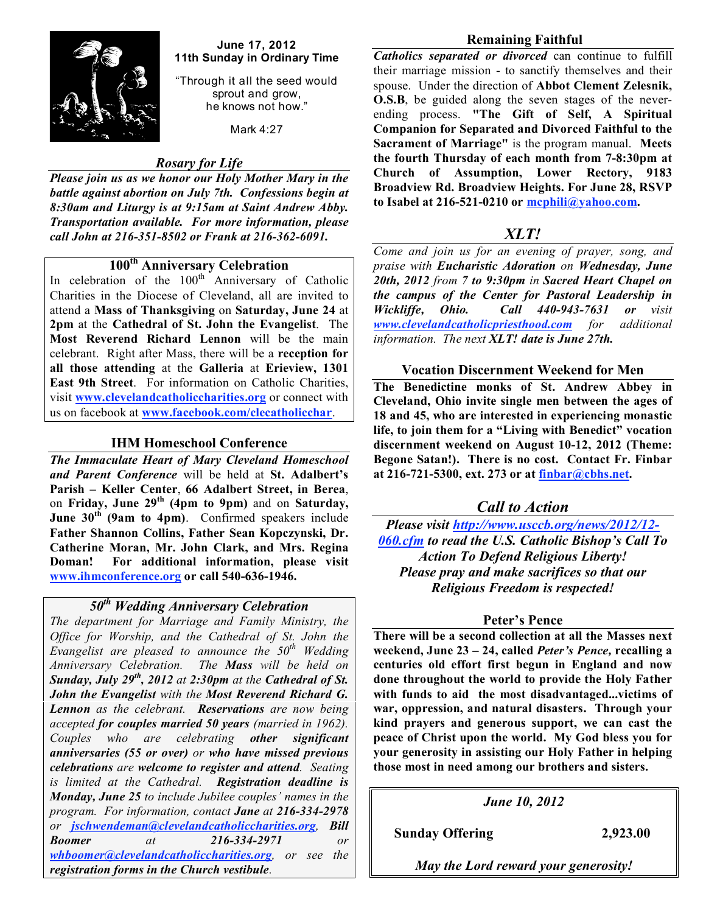**June 17, 2012**
**11th Sunday in Ordinary Time**

"Through it all the seed would sprout and grow, he knows not how."

Mark 4:27

## *Rosary for Life*

***Please join us as we honor our Holy Mother Mary in the battle against abortion on July 7th. Confessions begin at 8:30am and Liturgy is at 9:15am at Saint Andrew Abby. Transportation available. For more information, please call John at 216-351-8502 or Frank at 216-362-6091.***

## 100th Anniversary Celebration

In celebration of the 100th Anniversary of Catholic Charities in the Diocese of Cleveland, all are invited to attend a **Mass of Thanksgiving** on **Saturday, June 24** at **2pm** at the **Cathedral of St. John the Evangelist**. The **Most Reverend Richard Lennon** will be the main celebrant. Right after Mass, there will be a **reception for all those attending** at the **Galleria** at **Erieview, 1301 East 9th Street**. For information on Catholic Charities, visit **www.clevelandcatholiccharities.org** or connect with us on facebook at **www.facebook.com/clecatholicchar**.

## IHM Homeschool Conference

***The Immaculate Heart of Mary Cleveland Homeschool and Parent Conference*** will be held at **St. Adalbert's Parish – Keller Center**, **66 Adalbert Street, in Berea**, on **Friday, June 29th (4pm to 9pm)** and on **Saturday, June 30th (9am to 4pm)**. Confirmed speakers include **Father Shannon Collins, Father Sean Kopczynski, Dr. Catherine Moran, Mr. John Clark, and Mrs. Regina Doman! For additional information, please visit www.ihmconference.org or call 540-636-1946.**

## *50th Wedding Anniversary Celebration*

*The department for Marriage and Family Ministry, the Office for Worship, and the Cathedral of St. John the Evangelist are pleased to announce the 50th Wedding Anniversary Celebration. The **Mass** will be held on **Sunday, July 29th, 2012** at **2:30pm** at the **Cathedral of St. John the Evangelist** with the **Most Reverend Richard G. Lennon** as the celebrant. **Reservations** are now being accepted **for couples married 50 years** (married in 1962). Couples who are celebrating **other significant anniversaries (55 or over)** or **who have missed previous celebrations** are **welcome to register and attend**. Seating is limited at the Cathedral. **Registration deadline is Monday, June 25** to include Jubilee couples' names in the program. For information, contact **Jane** at **216-334-2978** or jschwendeman@clevelandcatholiccharities.org, **Bill Boomer** at **216-334-2971** or whboomer@clevelandcatholiccharities.org, or see the **registration forms in the Church vestibule**.*

## Remaining Faithful

***Catholics separated or divorced*** can continue to fulfill their marriage mission - to sanctify themselves and their spouse. Under the direction of **Abbot Clement Zelesnik, O.S.B**, be guided along the seven stages of the never-ending process. **"The Gift of Self, A Spiritual Companion for Separated and Divorced Faithful to the Sacrament of Marriage"** is the program manual. **Meets the fourth Thursday of each month from 7-8:30pm at Church of Assumption, Lower Rectory, 9183 Broadview Rd. Broadview Heights. For June 28, RSVP to Isabel at 216-521-0210 or mcphili@yahoo.com.**

## *XLT!*

*Come and join us for an evening of prayer, song, and praise with **Eucharistic Adoration** on **Wednesday, June 20th, 2012** from **7 to 9:30pm** in **Sacred Heart Chapel on the campus of the Center for Pastoral Leadership in Wickliffe, Ohio. Call 440-943-7631** or visit **www.clevelandcatholicpriesthood.com** for additional information. The next **XLT! date is June 27th.***

## Vocation Discernment Weekend for Men

**The Benedictine monks of St. Andrew Abbey in Cleveland, Ohio invite single men between the ages of 18 and 45, who are interested in experiencing monastic life, to join them for a "Living with Benedict" vocation discernment weekend on August 10-12, 2012 (Theme: Begone Satan!). There is no cost. Contact Fr. Finbar at 216-721-5300, ext. 273 or at finbar@cbhs.net.**

## *Call to Action*

***Please visit http://www.usccb.org/news/2012/12-060.cfm to read the U.S. Catholic Bishop's Call To Action To Defend Religious Liberty!***
***Please pray and make sacrifices so that our Religious Freedom is respected!***

## Peter's Pence

**There will be a second collection at all the Masses next weekend, June 23 – 24, called *Peter's Pence,* recalling a centuries old effort first begun in England and now done throughout the world to provide the Holy Father with funds to aid the most disadvantaged...victims of war, oppression, and natural disasters. Through your kind prayers and generous support, we can cast the peace of Christ upon the world. My God bless you for your generosity in assisting our Holy Father in helping those most in need among our brothers and sisters.**

***June 10, 2012***

| | |
|---|---|
| **Sunday Offering** | **2,923.00** |

***May the Lord reward your generosity!***